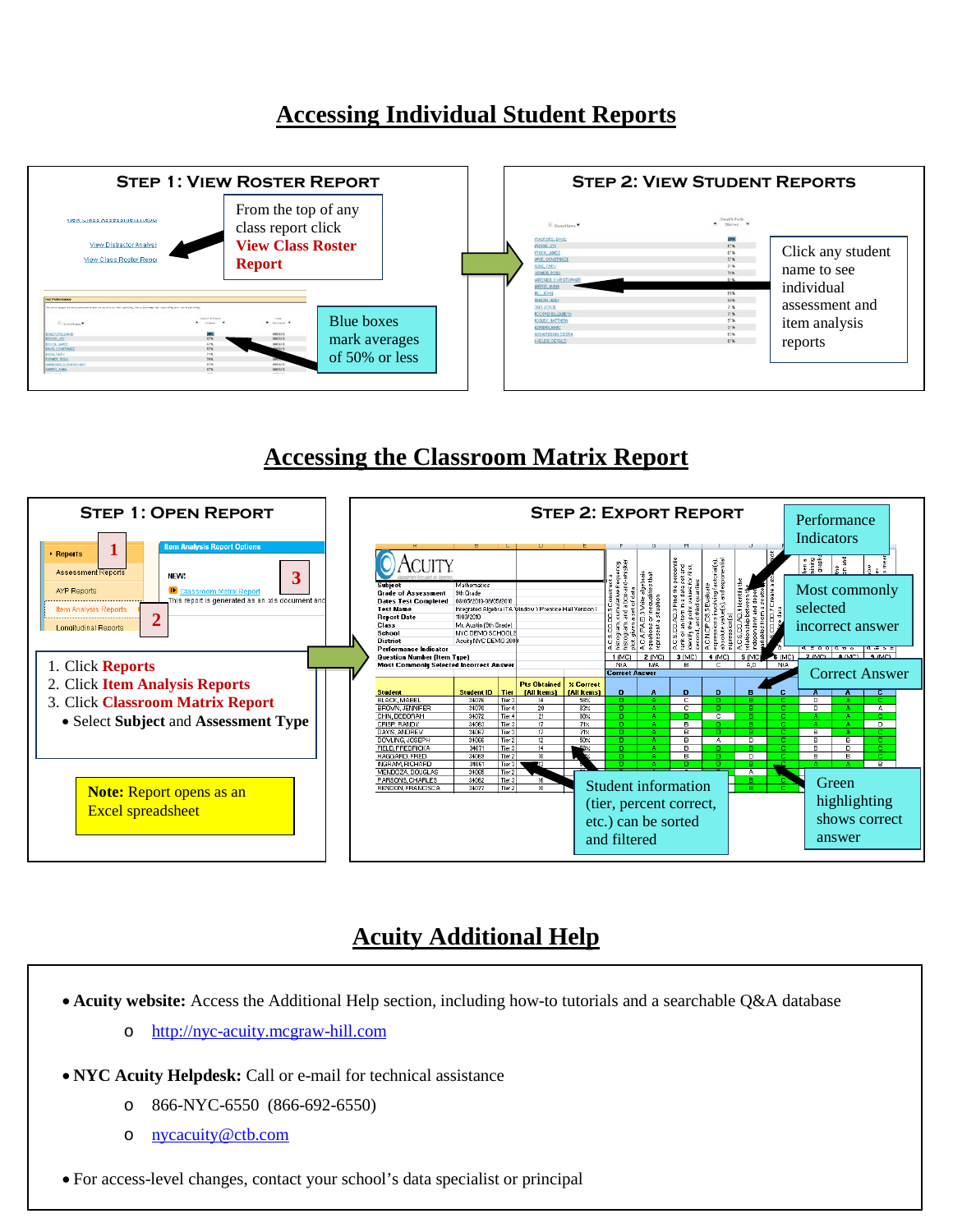# Accessing Individual Student Reports

## Step 1: View Roster Report

From the top of any class report click **View Class Roster Report**

Blue boxes mark averages of 50% or less

## Step 2: View Student Reports

Click any student name to see individual assessment and item analysis reports

# Accessing the Classroom Matrix Report

## Step 1: Open Report

1. Click **Reports**
2. Click **Item Analysis Reports**
3. Click **Classroom Matrix Report**
   - Select **Subject** and **Assessment Type**

**Note:** Report opens as an Excel spreadsheet

## Step 2: Export Report

Performance Indicators

Most commonly selected incorrect answer

Correct Answer

Student information (tier, percent correct, etc.) can be sorted and filtered

Green highlighting shows correct answer

# Acuity Additional Help

- **Acuity website:** Access the Additional Help section, including how-to tutorials and a searchable Q&A database
  - http://nyc-acuity.mcgraw-hill.com
- **NYC Acuity Helpdesk:** Call or e-mail for technical assistance
  - 866-NYC-6550 (866-692-6550)
  - nycacuity@ctb.com
- For access-level changes, contact your school's data specialist or principal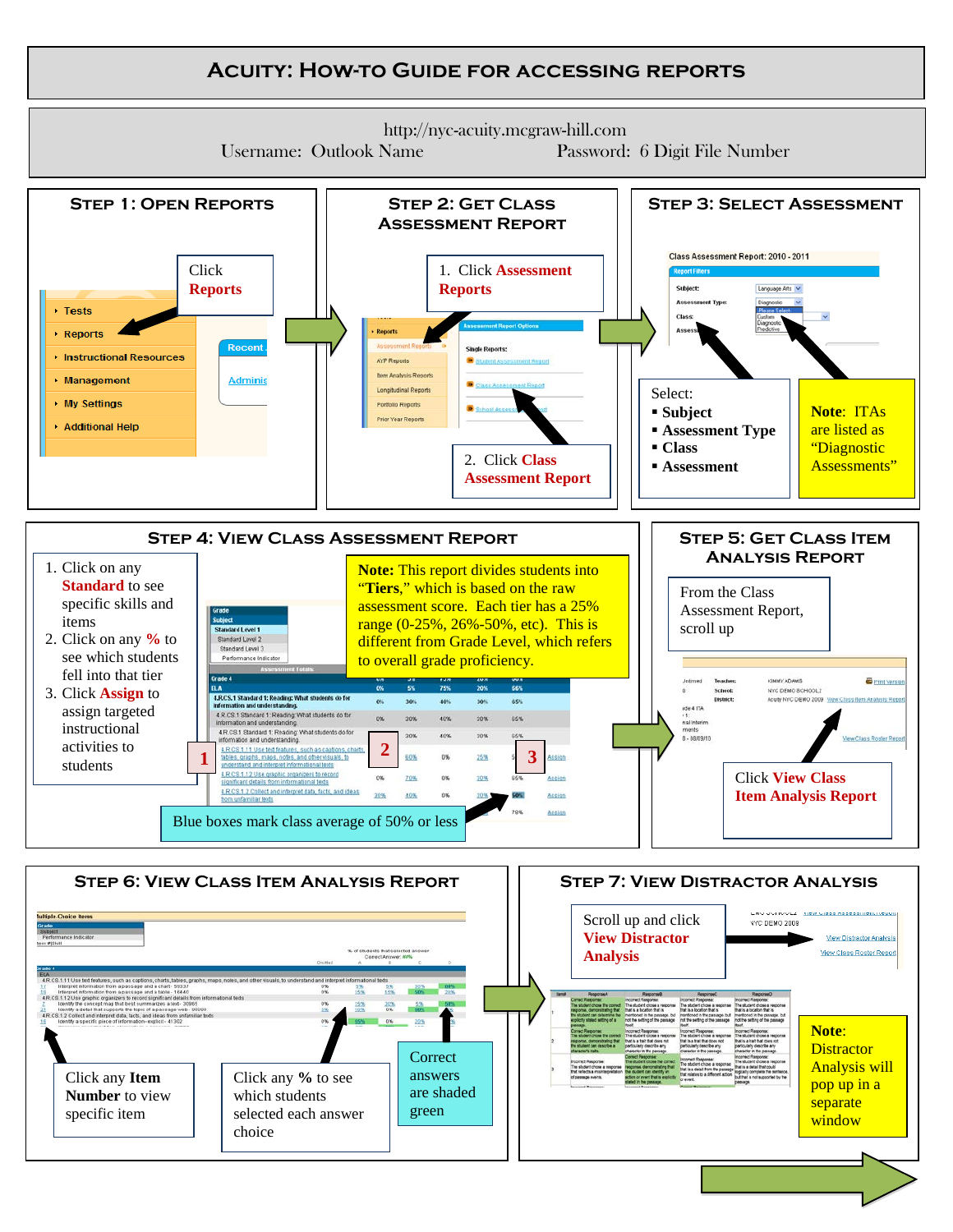# Acuity: How-to Guide for Accessing Reports

http://nyc-acuity.mcgraw-hill.com

Username: Outlook Name

Password: 6 Digit File Number

## Step 1: Open Reports

Click **Reports**

## Step 2: Get Class Assessment Report

1. Click **Assessment Reports**
2. Click **Class Assessment Report**

## Step 3: Select Assessment

Select:

- **Subject**
- **Assessment Type**
- **Class**
- **Assessment**

**Note**: ITAs are listed as "Diagnostic Assessments"

## Step 4: View Class Assessment Report

1. Click on any **Standard** to see specific skills and items
2. Click on any **%** to see which students fell into that tier
3. Click **Assign** to assign targeted instructional activities to students

**Note:** This report divides students into "**Tiers**," which is based on the raw assessment score. Each tier has a 25% range (0-25%, 26%-50%, etc). This is different from Grade Level, which refers to overall grade proficiency.

Blue boxes mark class average of 50% or less

## Step 5: Get Class Item Analysis Report

From the Class Assessment Report, scroll up

Click **View Class Item Analysis Report**

## Step 6: View Class Item Analysis Report

Click any **Item Number** to view specific item

Click any **%** to see which students selected each answer choice

Correct answers are shaded green

## Step 7: View Distractor Analysis

Scroll up and click **View Distractor Analysis**

**Note**: Distractor Analysis will pop up in a separate window